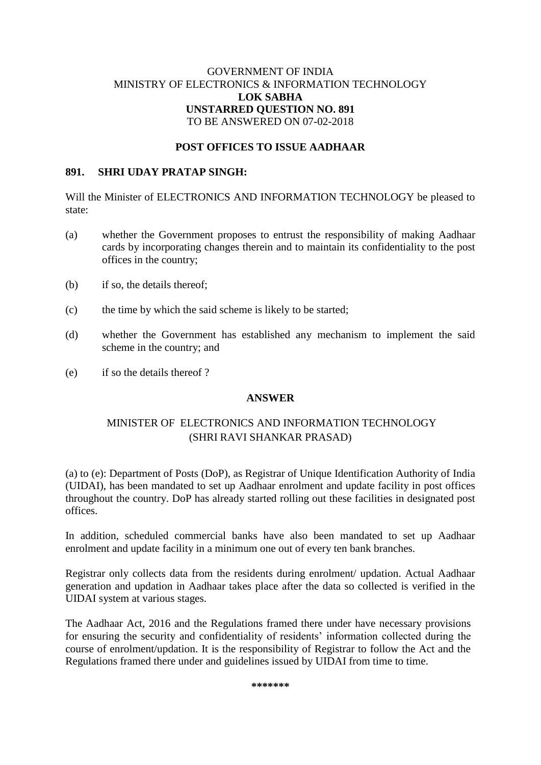GOVERNMENT OF INDIA
MINISTRY OF ELECTRONICS & INFORMATION TECHNOLOGY
**LOK SABHA**
**UNSTARRED QUESTION NO. 891**
TO BE ANSWERED ON 07-02-2018

## POST OFFICES TO ISSUE AADHAAR

**891. SHRI UDAY PRATAP SINGH:**

Will the Minister of ELECTRONICS AND INFORMATION TECHNOLOGY be pleased to state:

(a) whether the Government proposes to entrust the responsibility of making Aadhaar cards by incorporating changes therein and to maintain its confidentiality to the post offices in the country;

(b) if so, the details thereof;

(c) the time by which the said scheme is likely to be started;

(d) whether the Government has established any mechanism to implement the said scheme in the country; and

(e) if so the details thereof ?

**ANSWER**

MINISTER OF ELECTRONICS AND INFORMATION TECHNOLOGY
(SHRI RAVI SHANKAR PRASAD)

(a) to (e): Department of Posts (DoP), as Registrar of Unique Identification Authority of India (UIDAI), has been mandated to set up Aadhaar enrolment and update facility in post offices throughout the country. DoP has already started rolling out these facilities in designated post offices.

In addition, scheduled commercial banks have also been mandated to set up Aadhaar enrolment and update facility in a minimum one out of every ten bank branches.

Registrar only collects data from the residents during enrolment/ updation. Actual Aadhaar generation and updation in Aadhaar takes place after the data so collected is verified in the UIDAI system at various stages.

The Aadhaar Act, 2016 and the Regulations framed there under have necessary provisions for ensuring the security and confidentiality of residents' information collected during the course of enrolment/updation. It is the responsibility of Registrar to follow the Act and the Regulations framed there under and guidelines issued by UIDAI from time to time.

\*\*\*\*\*\*\*